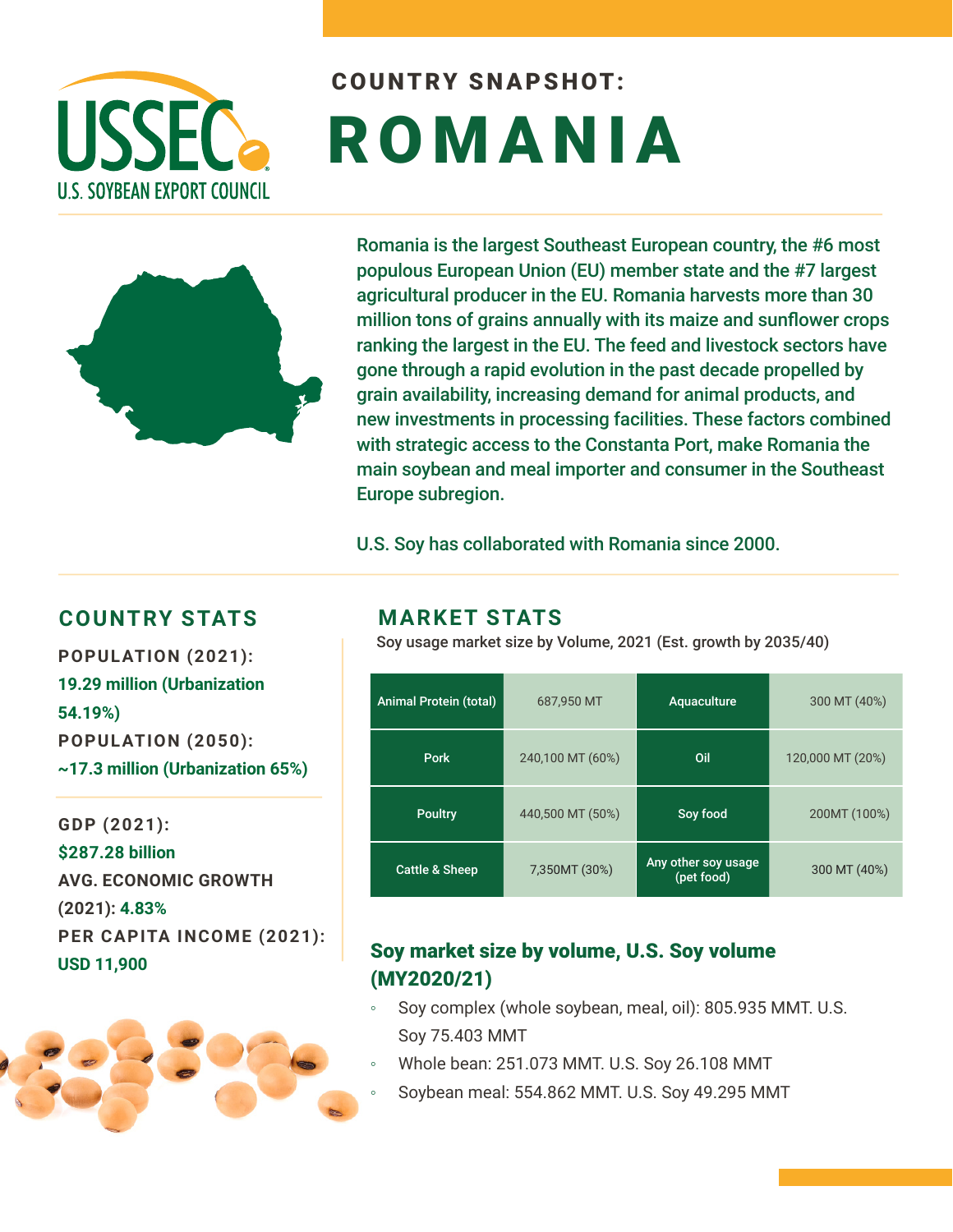# COUNTRY SNAPSHOT: ROMANIA

Romania is the largest Southeast European country, the #6 most populous European Union (EU) member state and the #7 largest agricultural producer in the EU. Romania harvests more than 30 million tons of grains annually with its maize and sunflower crops ranking the largest in the EU. The feed and livestock sectors have gone through a rapid evolution in the past decade propelled by grain availability, increasing demand for animal products, and new investments in processing facilities. These factors combined with strategic access to the Constanta Port, make Romania the main soybean and meal importer and consumer in the Southeast Europe subregion.

U.S. Soy has collaborated with Romania since 2000.

## COUNTRY STATS

**POPULATION (2021):**
19.29 million (Urbanization 54.19%)

**POPULATION (2050):**
~17.3 million (Urbanization 65%)

**GDP (2021):**
$287.28 billion

**AVG. ECONOMIC GROWTH (2021):** 4.83%

**PER CAPITA INCOME (2021):**
USD 11,900

## MARKET STATS

Soy usage market size by Volume, 2021 (Est. growth by 2035/40)

| | | | |
|---|---|---|---|
| Animal Protein (total) | 687,950 MT | Aquaculture | 300 MT (40%) |
| Pork | 240,100 MT (60%) | Oil | 120,000 MT (20%) |
| Poultry | 440,500 MT (50%) | Soy food | 200MT (100%) |
| Cattle & Sheep | 7,350MT (30%) | Any other soy usage (pet food) | 300 MT (40%) |

### Soy market size by volume, U.S. Soy volume (MY2020/21)

- Soy complex (whole soybean, meal, oil): 805.935 MMT. U.S. Soy 75.403 MMT
- Whole bean: 251.073 MMT. U.S. Soy 26.108 MMT
- Soybean meal: 554.862 MMT. U.S. Soy 49.295 MMT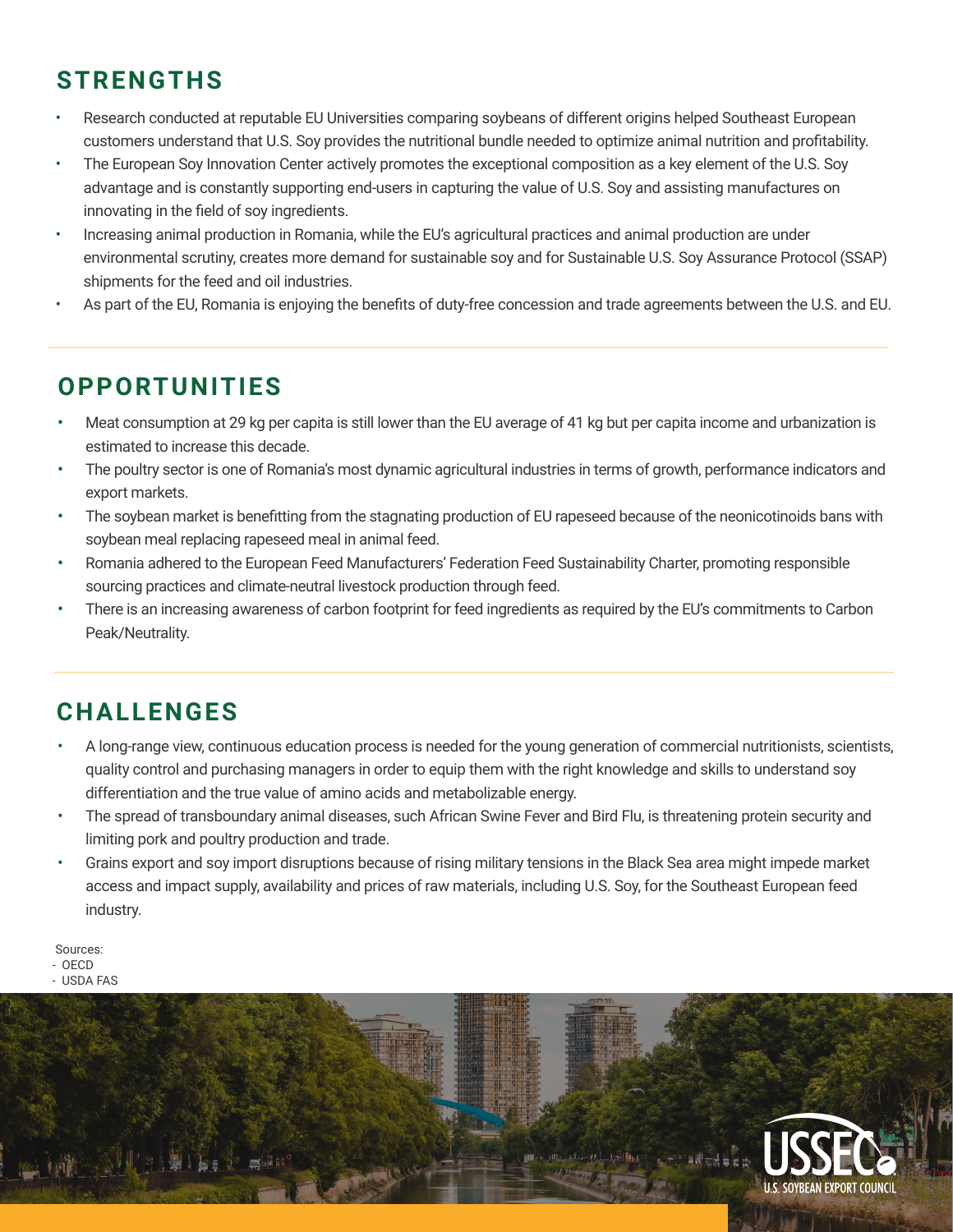## STRENGTHS

- Research conducted at reputable EU Universities comparing soybeans of different origins helped Southeast European customers understand that U.S. Soy provides the nutritional bundle needed to optimize animal nutrition and profitability.
- The European Soy Innovation Center actively promotes the exceptional composition as a key element of the U.S. Soy advantage and is constantly supporting end-users in capturing the value of U.S. Soy and assisting manufactures on innovating in the field of soy ingredients.
- Increasing animal production in Romania, while the EU's agricultural practices and animal production are under environmental scrutiny, creates more demand for sustainable soy and for Sustainable U.S. Soy Assurance Protocol (SSAP) shipments for the feed and oil industries.
- As part of the EU, Romania is enjoying the benefits of duty-free concession and trade agreements between the U.S. and EU.

## OPPORTUNITIES

- Meat consumption at 29 kg per capita is still lower than the EU average of 41 kg but per capita income and urbanization is estimated to increase this decade.
- The poultry sector is one of Romania's most dynamic agricultural industries in terms of growth, performance indicators and export markets.
- The soybean market is benefitting from the stagnating production of EU rapeseed because of the neonicotinoids bans with soybean meal replacing rapeseed meal in animal feed.
- Romania adhered to the European Feed Manufacturers' Federation Feed Sustainability Charter, promoting responsible sourcing practices and climate-neutral livestock production through feed.
- There is an increasing awareness of carbon footprint for feed ingredients as required by the EU's commitments to Carbon Peak/Neutrality.

## CHALLENGES

- A long-range view, continuous education process is needed for the young generation of commercial nutritionists, scientists, quality control and purchasing managers in order to equip them with the right knowledge and skills to understand soy differentiation and the true value of amino acids and metabolizable energy.
- The spread of transboundary animal diseases, such African Swine Fever and Bird Flu, is threatening protein security and limiting pork and poultry production and trade.
- Grains export and soy import disruptions because of rising military tensions in the Black Sea area might impede market access and impact supply, availability and prices of raw materials, including U.S. Soy, for the Southeast European feed industry.

Sources:
- OECD
- USDA FAS

USSEC
U.S. SOYBEAN EXPORT COUNCIL